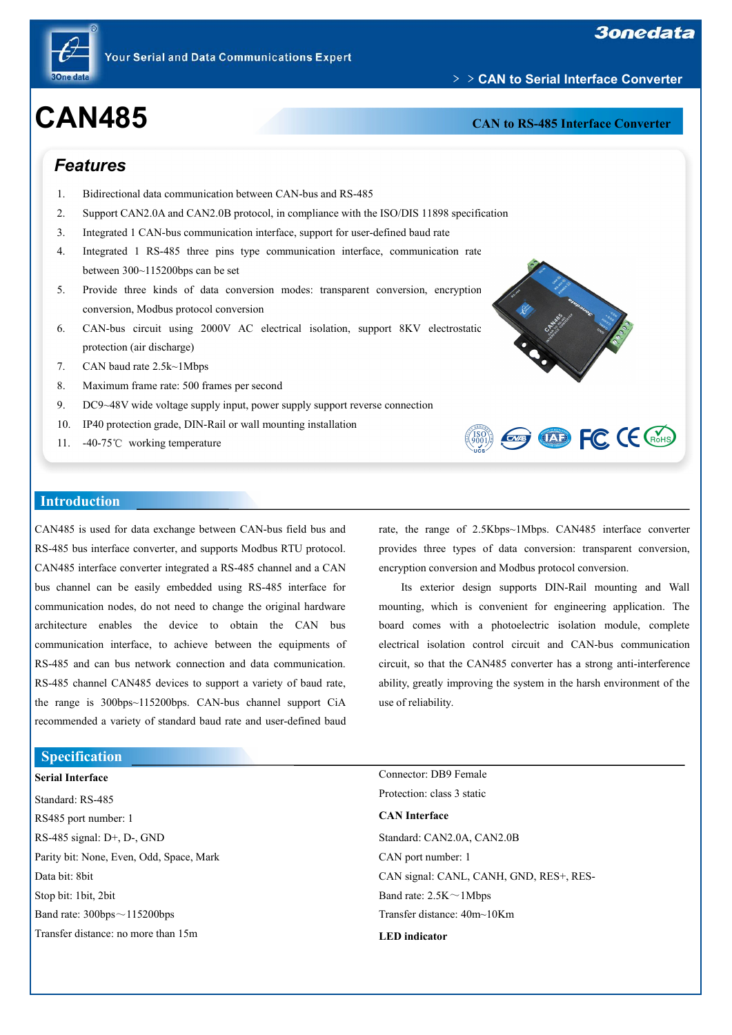# CAN485

CAN to RS-485 Interface Converter

## Features

1. Bidirectional data communication between CAN-bus and RS-485
2. Support CAN2.0A and CAN2.0B protocol, in compliance with the ISO/DIS 11898 specification
3. Integrated 1 CAN-bus communication interface, support for user-defined baud rate
4. Integrated 1 RS-485 three pins type communication interface, communication rate between 300~115200bps can be set
5. Provide three kinds of data conversion modes: transparent conversion, encryption conversion, Modbus protocol conversion
6. CAN-bus circuit using 2000V AC electrical isolation, support 8KV electrostatic protection (air discharge)
7. CAN baud rate 2.5k~1Mbps
8. Maximum frame rate: 500 frames per second
9. DC9~48V wide voltage supply input, power supply support reverse connection
10. IP40 protection grade, DIN-Rail or wall mounting installation
11. -40-75℃ working temperature

## Introduction

CAN485 is used for data exchange between CAN-bus field bus and RS-485 bus interface converter, and supports Modbus RTU protocol. CAN485 interface converter integrated a RS-485 channel and a CAN bus channel can be easily embedded using RS-485 interface for communication nodes, do not need to change the original hardware architecture enables the device to obtain the CAN bus communication interface, to achieve between the equipments of RS-485 and can bus network connection and data communication. RS-485 channel CAN485 devices to support a variety of baud rate, the range is 300bps~115200bps. CAN-bus channel support CiA recommended a variety of standard baud rate and user-defined baud rate, the range of 2.5Kbps~1Mbps. CAN485 interface converter provides three types of data conversion: transparent conversion, encryption conversion and Modbus protocol conversion.

Its exterior design supports DIN-Rail mounting and Wall mounting, which is convenient for engineering application. The board comes with a photoelectric isolation module, complete electrical isolation control circuit and CAN-bus communication circuit, so that the CAN485 converter has a strong anti-interference ability, greatly improving the system in the harsh environment of the use of reliability.

## Specification

**Serial Interface**

Standard: RS-485

RS485 port number: 1

RS-485 signal: D+, D-, GND

Parity bit: None, Even, Odd, Space, Mark

Data bit: 8bit

Stop bit: 1bit, 2bit

Band rate: 300bps～115200bps

Transfer distance: no more than 15m

Connector: DB9 Female

Protection: class 3 static

**CAN Interface**

Standard: CAN2.0A, CAN2.0B

CAN port number: 1

CAN signal: CANL, CANH, GND, RES+, RES-

Band rate: 2.5K～1Mbps

Transfer distance: 40m~10Km

**LED indicator**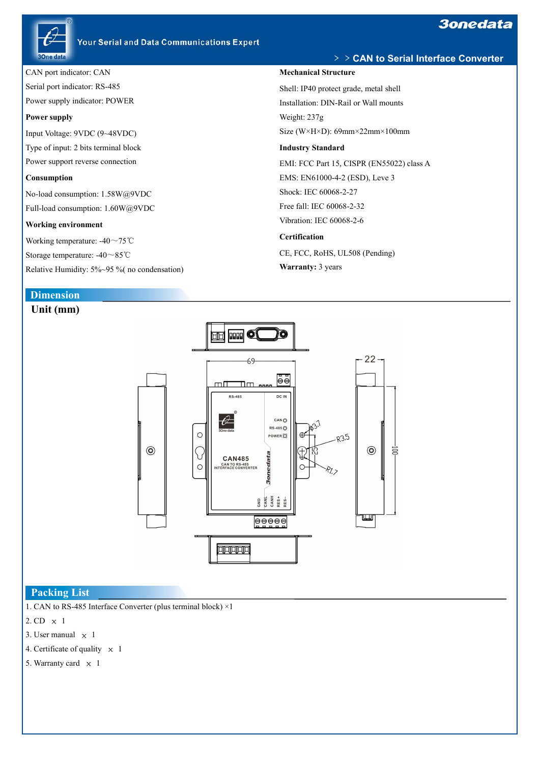CAN port indicator: CAN

Serial port indicator: RS-485

Power supply indicator: POWER

**Power supply**

Input Voltage: 9VDC (9~48VDC)

Type of input: 2 bits terminal block

Power support reverse connection

**Consumption**

No-load consumption: 1.58W@9VDC

Full-load consumption: 1.60W@9VDC

**Working environment**

Working temperature: -40～75℃

Storage temperature: -40～85℃

Relative Humidity: 5%~95 %( no condensation)

**Mechanical Structure**

Shell: IP40 protect grade, metal shell

Installation: DIN-Rail or Wall mounts

Weight: 237g

Size (W×H×D): 69mm×22mm×100mm

**Industry Standard**

EMI: FCC Part 15, CISPR (EN55022) class A

EMS: EN61000-4-2 (ESD), Leve 3

Shock: IEC 60068-2-27

Free fall: IEC 60068-2-32

Vibration: IEC 60068-2-6

**Certification**

CE, FCC, RoHS, UL508 (Pending)

**Warranty:** 3 years

## Dimension

### Unit (mm)

69

22

100

φ3.7

R3.5

R1.7

2.5

RS-485

DC IN

CAN

RS-485

POWER

CAN485

CAN TO RS-485 INTERFACE CONVERTER

3onedata

GND CANL CANH RES+ RES-

## Packing List

1. CAN to RS-485 Interface Converter (plus terminal block) ×1
2. CD × 1
3. User manual × 1
4. Certificate of quality × 1
5. Warranty card × 1